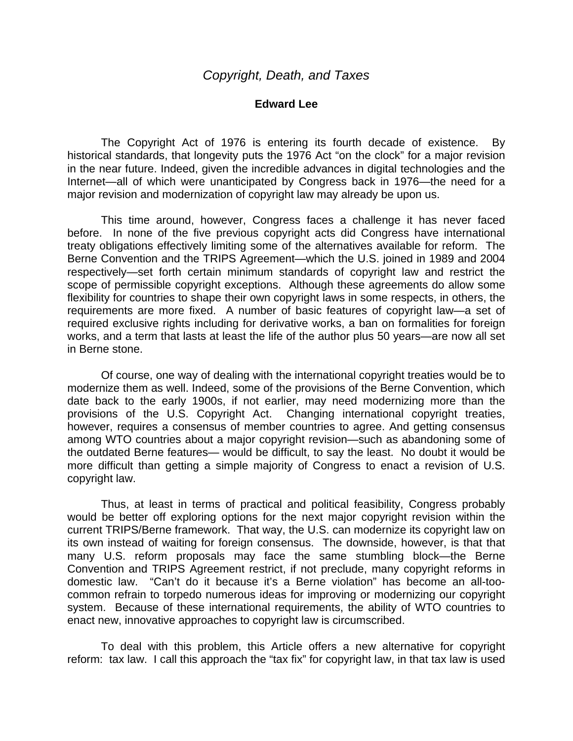# *Copyright, Death, and Taxes*

**Edward Lee**

The Copyright Act of 1976 is entering its fourth decade of existence. By historical standards, that longevity puts the 1976 Act "on the clock" for a major revision in the near future. Indeed, given the incredible advances in digital technologies and the Internet—all of which were unanticipated by Congress back in 1976—the need for a major revision and modernization of copyright law may already be upon us.

This time around, however, Congress faces a challenge it has never faced before. In none of the five previous copyright acts did Congress have international treaty obligations effectively limiting some of the alternatives available for reform. The Berne Convention and the TRIPS Agreement—which the U.S. joined in 1989 and 2004 respectively—set forth certain minimum standards of copyright law and restrict the scope of permissible copyright exceptions. Although these agreements do allow some flexibility for countries to shape their own copyright laws in some respects, in others, the requirements are more fixed. A number of basic features of copyright law—a set of required exclusive rights including for derivative works, a ban on formalities for foreign works, and a term that lasts at least the life of the author plus 50 years—are now all set in Berne stone.

Of course, one way of dealing with the international copyright treaties would be to modernize them as well. Indeed, some of the provisions of the Berne Convention, which date back to the early 1900s, if not earlier, may need modernizing more than the provisions of the U.S. Copyright Act. Changing international copyright treaties, however, requires a consensus of member countries to agree. And getting consensus among WTO countries about a major copyright revision—such as abandoning some of the outdated Berne features— would be difficult, to say the least. No doubt it would be more difficult than getting a simple majority of Congress to enact a revision of U.S. copyright law.

Thus, at least in terms of practical and political feasibility, Congress probably would be better off exploring options for the next major copyright revision within the current TRIPS/Berne framework. That way, the U.S. can modernize its copyright law on its own instead of waiting for foreign consensus. The downside, however, is that that many U.S. reform proposals may face the same stumbling block—the Berne Convention and TRIPS Agreement restrict, if not preclude, many copyright reforms in domestic law. "Can't do it because it's a Berne violation" has become an all-too-common refrain to torpedo numerous ideas for improving or modernizing our copyright system. Because of these international requirements, the ability of WTO countries to enact new, innovative approaches to copyright law is circumscribed.

To deal with this problem, this Article offers a new alternative for copyright reform: tax law. I call this approach the "tax fix" for copyright law, in that tax law is used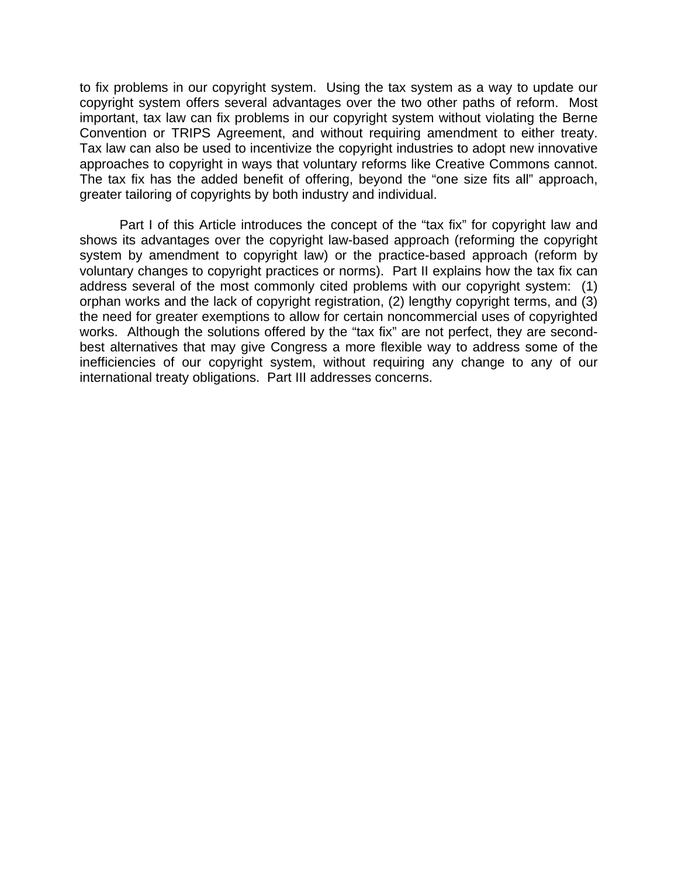to fix problems in our copyright system. Using the tax system as a way to update our copyright system offers several advantages over the two other paths of reform. Most important, tax law can fix problems in our copyright system without violating the Berne Convention or TRIPS Agreement, and without requiring amendment to either treaty. Tax law can also be used to incentivize the copyright industries to adopt new innovative approaches to copyright in ways that voluntary reforms like Creative Commons cannot. The tax fix has the added benefit of offering, beyond the "one size fits all" approach, greater tailoring of copyrights by both industry and individual.

Part I of this Article introduces the concept of the "tax fix" for copyright law and shows its advantages over the copyright law-based approach (reforming the copyright system by amendment to copyright law) or the practice-based approach (reform by voluntary changes to copyright practices or norms). Part II explains how the tax fix can address several of the most commonly cited problems with our copyright system: (1) orphan works and the lack of copyright registration, (2) lengthy copyright terms, and (3) the need for greater exemptions to allow for certain noncommercial uses of copyrighted works. Although the solutions offered by the "tax fix" are not perfect, they are second-best alternatives that may give Congress a more flexible way to address some of the inefficiencies of our copyright system, without requiring any change to any of our international treaty obligations. Part III addresses concerns.